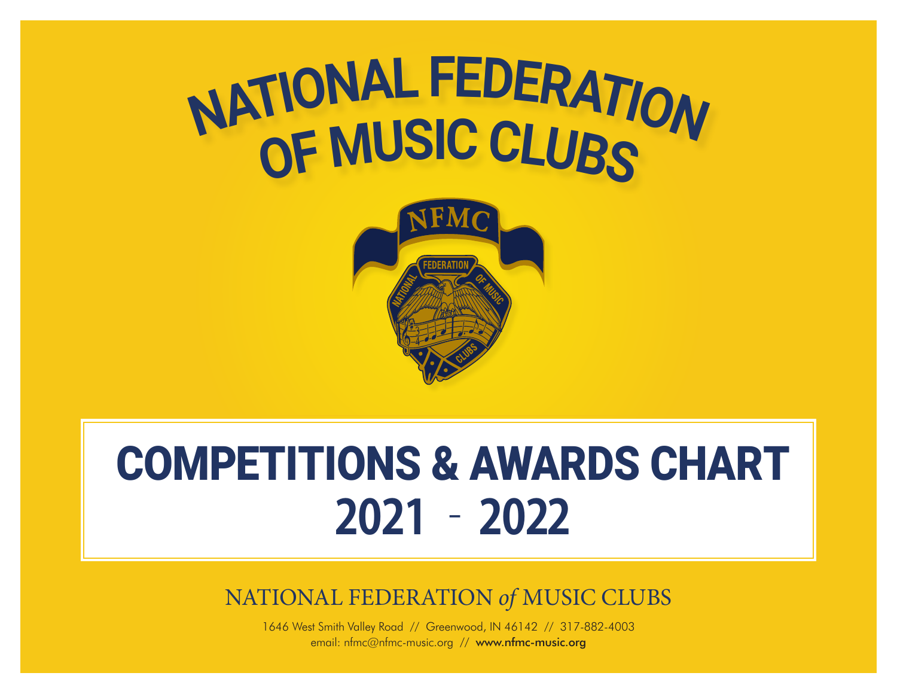# NATIONAL FEDERATION OF MUSIC CLUBS

# COMPETITIONS & AWARDS CHART 2021 - 2022

NATIONAL FEDERATION *of* MUSIC CLUBS

1646 West Smith Valley Road // Greenwood, IN 46142 // 317-882-4003

email: nfmc@nfmc-music.org // **www.nfmc-music.org**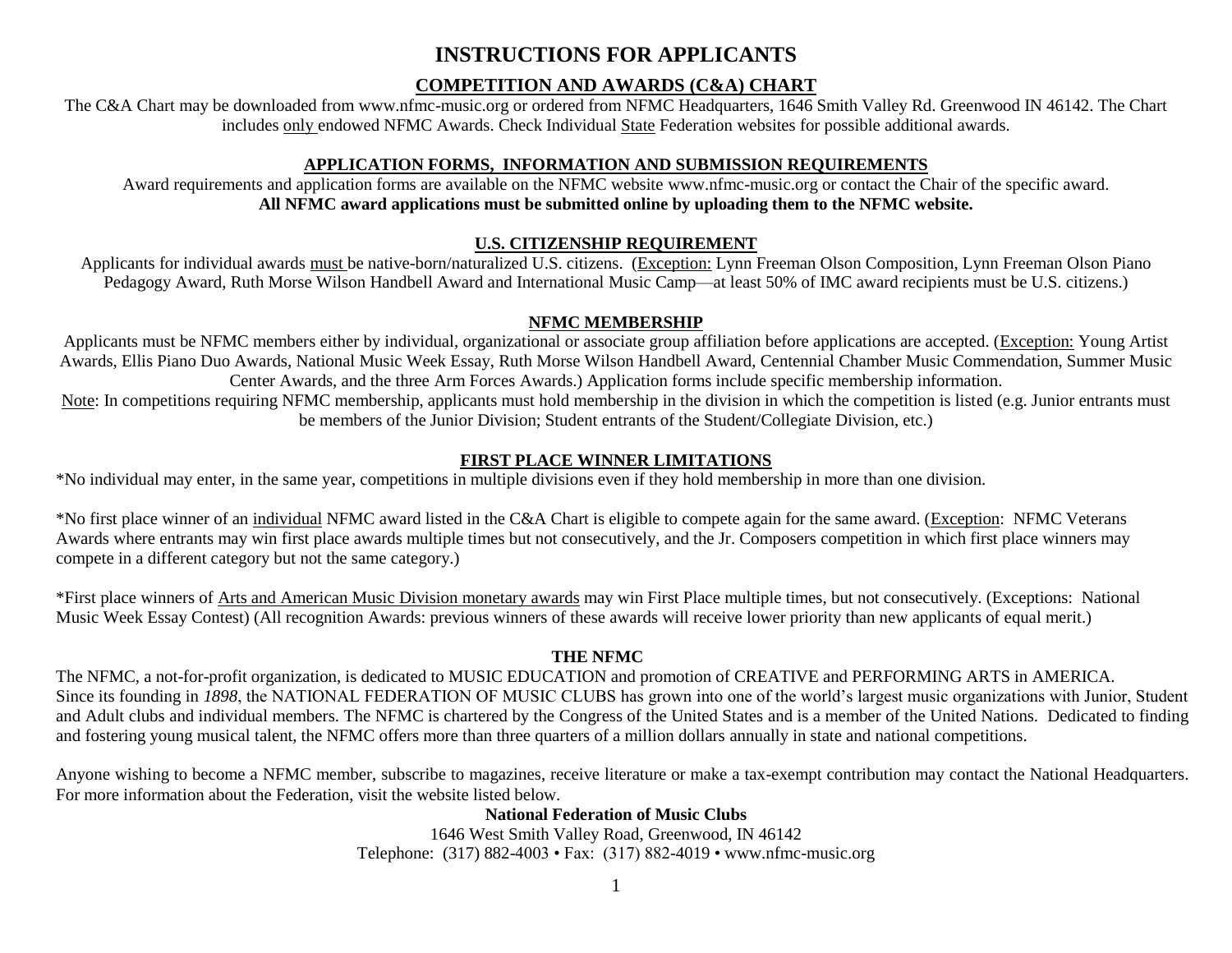# INSTRUCTIONS FOR APPLICANTS

## COMPETITION AND AWARDS (C&A) CHART

The C&A Chart may be downloaded from www.nfmc-music.org or ordered from NFMC Headquarters, 1646 Smith Valley Rd. Greenwood IN 46142. The Chart includes only endowed NFMC Awards. Check Individual State Federation websites for possible additional awards.

## APPLICATION FORMS, INFORMATION AND SUBMISSION REQUIREMENTS

Award requirements and application forms are available on the NFMC website www.nfmc-music.org or contact the Chair of the specific award.

**All NFMC award applications must be submitted online by uploading them to the NFMC website.**

## U.S. CITIZENSHIP REQUIREMENT

Applicants for individual awards must be native-born/naturalized U.S. citizens. (Exception: Lynn Freeman Olson Composition, Lynn Freeman Olson Piano Pedagogy Award, Ruth Morse Wilson Handbell Award and International Music Camp—at least 50% of IMC award recipients must be U.S. citizens.)

## NFMC MEMBERSHIP

Applicants must be NFMC members either by individual, organizational or associate group affiliation before applications are accepted. (Exception: Young Artist Awards, Ellis Piano Duo Awards, National Music Week Essay, Ruth Morse Wilson Handbell Award, Centennial Chamber Music Commendation, Summer Music Center Awards, and the three Arm Forces Awards.) Application forms include specific membership information.

Note: In competitions requiring NFMC membership, applicants must hold membership in the division in which the competition is listed (e.g. Junior entrants must be members of the Junior Division; Student entrants of the Student/Collegiate Division, etc.)

## FIRST PLACE WINNER LIMITATIONS

*No individual may enter, in the same year, competitions in multiple divisions even if they hold membership in more than one division.

*No first place winner of an individual NFMC award listed in the C&A Chart is eligible to compete again for the same award. (Exception: NFMC Veterans Awards where entrants may win first place awards multiple times but not consecutively, and the Jr. Composers competition in which first place winners may compete in a different category but not the same category.)

*First place winners of Arts and American Music Division monetary awards may win First Place multiple times, but not consecutively. (Exceptions: National Music Week Essay Contest) (All recognition Awards: previous winners of these awards will receive lower priority than new applicants of equal merit.)

## THE NFMC

The NFMC, a not-for-profit organization, is dedicated to MUSIC EDUCATION and promotion of CREATIVE and PERFORMING ARTS in AMERICA. Since its founding in *1898*, the NATIONAL FEDERATION OF MUSIC CLUBS has grown into one of the world's largest music organizations with Junior, Student and Adult clubs and individual members. The NFMC is chartered by the Congress of the United States and is a member of the United Nations. Dedicated to finding and fostering young musical talent, the NFMC offers more than three quarters of a million dollars annually in state and national competitions.

Anyone wishing to become a NFMC member, subscribe to magazines, receive literature or make a tax-exempt contribution may contact the National Headquarters. For more information about the Federation, visit the website listed below.

**National Federation of Music Clubs**
1646 West Smith Valley Road, Greenwood, IN 46142
Telephone: (317) 882-4003 • Fax: (317) 882-4019 • www.nfmc-music.org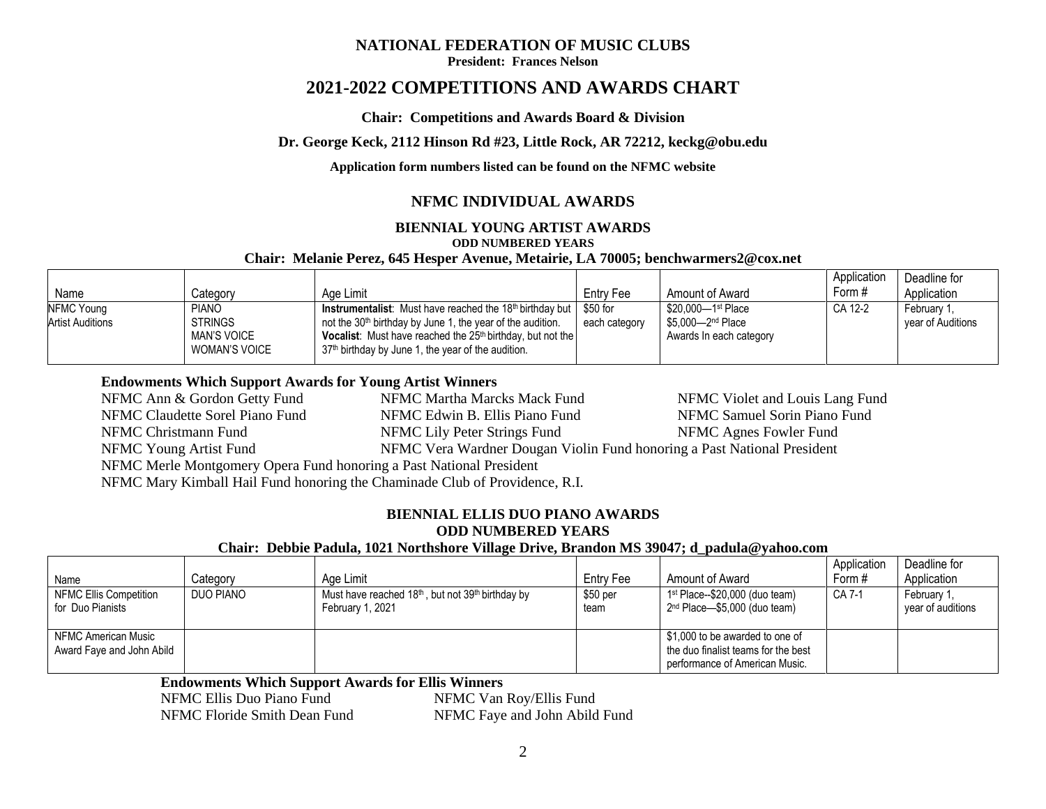# NATIONAL FEDERATION OF MUSIC CLUBS

**President: Frances Nelson**

# 2021-2022 COMPETITIONS AND AWARDS CHART

**Chair: Competitions and Awards Board & Division**

**Dr. George Keck, 2112 Hinson Rd #23, Little Rock, AR 72212, keckg@obu.edu**

**Application form numbers listed can be found on the NFMC website**

## NFMC INDIVIDUAL AWARDS

### BIENNIAL YOUNG ARTIST AWARDS

**ODD NUMBERED YEARS**

**Chair: Melanie Perez, 645 Hesper Avenue, Metairie, LA 70005; benchwarmers2@cox.net**

| Name | Category | Age Limit | Entry Fee | Amount of Award | Application Form # | Deadline for Application |
|---|---|---|---|---|---|---|
| NFMC Young Artist Auditions | PIANO<br>STRINGS<br>MAN'S VOICE<br>WOMAN'S VOICE | **Instrumentalist**: Must have reached the 18th birthday but not the 30th birthday by June 1, the year of the audition.<br>**Vocalist**: Must have reached the 25th birthday, but not the 37th birthday by June 1, the year of the audition. | $50 for each category | $20,000—1st Place<br>$5,000—2nd Place<br>Awards In each category | CA 12-2 | February 1, year of Auditions |

**Endowments Which Support Awards for Young Artist Winners**

- NFMC Ann & Gordon Getty Fund
- NFMC Martha Marcks Mack Fund
- NFMC Violet and Louis Lang Fund
- NFMC Claudette Sorel Piano Fund
- NFMC Edwin B. Ellis Piano Fund
- NFMC Samuel Sorin Piano Fund
- NFMC Christmann Fund
- NFMC Lily Peter Strings Fund
- NFMC Agnes Fowler Fund
- NFMC Young Artist Fund
- NFMC Vera Wardner Dougan Violin Fund honoring a Past National President
- NFMC Merle Montgomery Opera Fund honoring a Past National President
- NFMC Mary Kimball Hail Fund honoring the Chaminade Club of Providence, R.I.

### BIENNIAL ELLIS DUO PIANO AWARDS

**ODD NUMBERED YEARS**

**Chair: Debbie Padula, 1021 Northshore Village Drive, Brandon MS 39047; d_padula@yahoo.com**

| Name | Category | Age Limit | Entry Fee | Amount of Award | Application Form # | Deadline for Application |
|---|---|---|---|---|---|---|
| NFMC Ellis Competition for Duo Pianists | DUO PIANO | Must have reached 18th, but not 39th birthday by February 1, 2021 | $50 per team | 1st Place--$20,000 (duo team)<br>2nd Place—$5,000 (duo team) | CA 7-1 | February 1, year of auditions |
| NFMC American Music Award Faye and John Abild | | | | $1,000 to be awarded to one of the duo finalist teams for the best performance of American Music. | | |

**Endowments Which Support Awards for Ellis Winners**

- NFMC Ellis Duo Piano Fund
- NFMC Van Roy/Ellis Fund
- NFMC Floride Smith Dean Fund
- NFMC Faye and John Abild Fund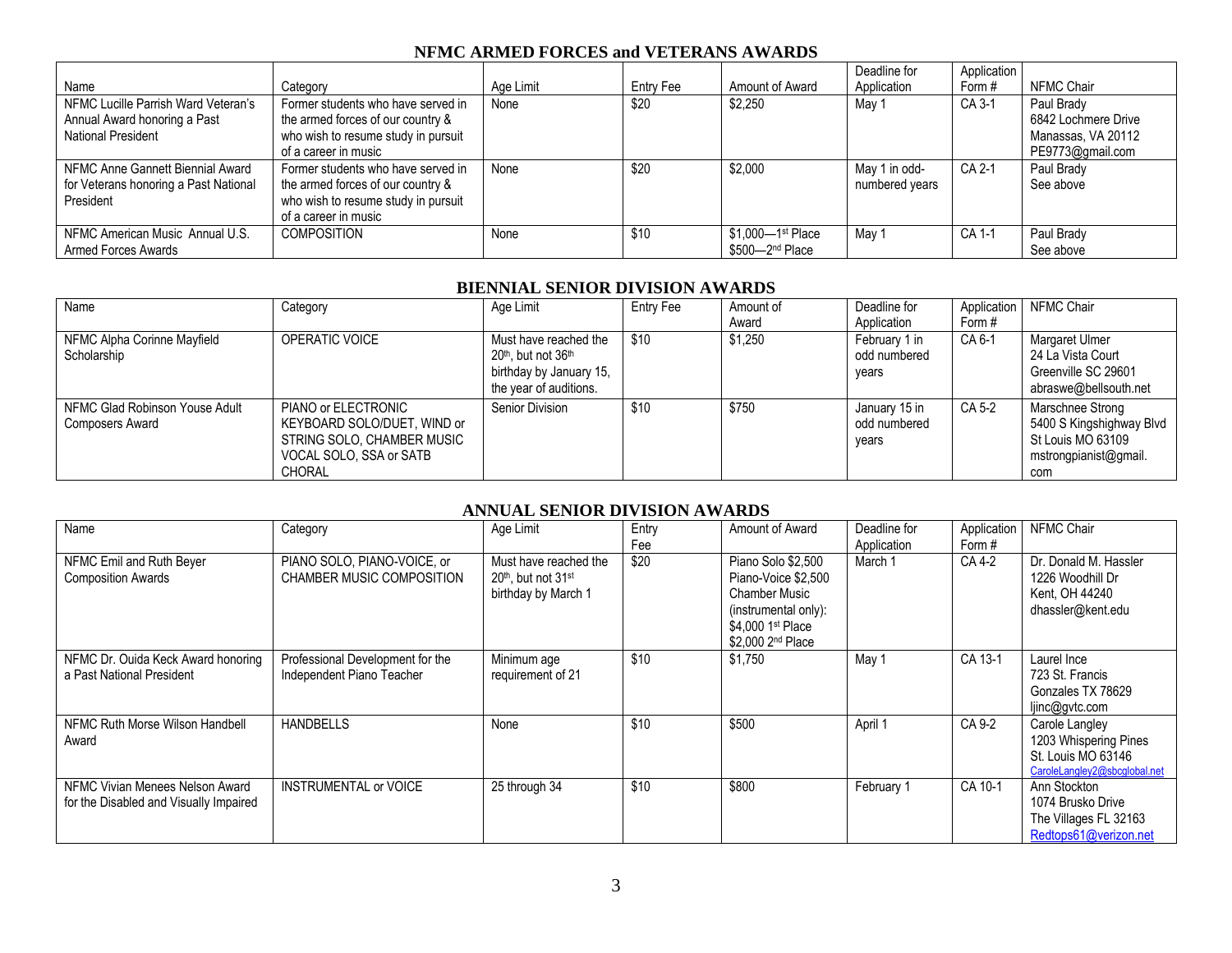## NFMC ARMED FORCES and VETERANS AWARDS

| Name | Category | Age Limit | Entry Fee | Amount of Award | Deadline for Application | Application Form # | NFMC Chair |
|---|---|---|---|---|---|---|---|
| NFMC Lucille Parrish Ward Veteran's Annual Award honoring a Past National President | Former students who have served in the armed forces of our country & who wish to resume study in pursuit of a career in music | None | $20 | $2,250 | May 1 | CA 3-1 | Paul Brady 6842 Lochmere Drive Manassas, VA 20112 PE9773@gmail.com |
| NFMC Anne Gannett Biennial Award for Veterans honoring a Past National President | Former students who have served in the armed forces of our country & who wish to resume study in pursuit of a career in music | None | $20 | $2,000 | May 1 in odd-numbered years | CA 2-1 | Paul Brady See above |
| NFMC American Music Annual U.S. Armed Forces Awards | COMPOSITION | None | $10 | $1,000—1st Place $500—2nd Place | May 1 | CA 1-1 | Paul Brady See above |

## BIENNIAL SENIOR DIVISION AWARDS

| Name | Category | Age Limit | Entry Fee | Amount of Award | Deadline for Application | Application Form # | NFMC Chair |
|---|---|---|---|---|---|---|---|
| NFMC Alpha Corinne Mayfield Scholarship | OPERATIC VOICE | Must have reached the 20th, but not 36th birthday by January 15, the year of auditions. | $10 | $1,250 | February 1 in odd numbered years | CA 6-1 | Margaret Ulmer 24 La Vista Court Greenville SC 29601 abraswe@bellsouth.net |
| NFMC Glad Robinson Youse Adult Composers Award | PIANO or ELECTRONIC KEYBOARD SOLO/DUET, WIND or STRING SOLO, CHAMBER MUSIC VOCAL SOLO, SSA or SATB CHORAL | Senior Division | $10 | $750 | January 15 in odd numbered years | CA 5-2 | Marschnee Strong 5400 S Kingshighway Blvd St Louis MO 63109 mstrongpianist@gmail.com |

## ANNUAL SENIOR DIVISION AWARDS

| Name | Category | Age Limit | Entry Fee | Amount of Award | Deadline for Application | Application Form # | NFMC Chair |
|---|---|---|---|---|---|---|---|
| NFMC Emil and Ruth Beyer Composition Awards | PIANO SOLO, PIANO-VOICE, or CHAMBER MUSIC COMPOSITION | Must have reached the 20th, but not 31st birthday by March 1 | $20 | Piano Solo $2,500 Piano-Voice $2,500 Chamber Music (instrumental only): $4,000 1st Place $2,000 2nd Place | March 1 | CA 4-2 | Dr. Donald M. Hassler 1226 Woodhill Dr Kent, OH 44240 dhassler@kent.edu |
| NFMC Dr. Ouida Keck Award honoring a Past National President | Professional Development for the Independent Piano Teacher | Minimum age requirement of 21 | $10 | $1,750 | May 1 | CA 13-1 | Laurel Ince 723 St. Francis Gonzales TX 78629 ljinc@gvtc.com |
| NFMC Ruth Morse Wilson Handbell Award | HANDBELLS | None | $10 | $500 | April 1 | CA 9-2 | Carole Langley 1203 Whispering Pines St. Louis MO 63146 CaroleLangley2@sbcglobal.net |
| NFMC Vivian Menees Nelson Award for the Disabled and Visually Impaired | INSTRUMENTAL or VOICE | 25 through 34 | $10 | $800 | February 1 | CA 10-1 | Ann Stockton 1074 Brusko Drive The Villages FL 32163 Redtops61@verizon.net |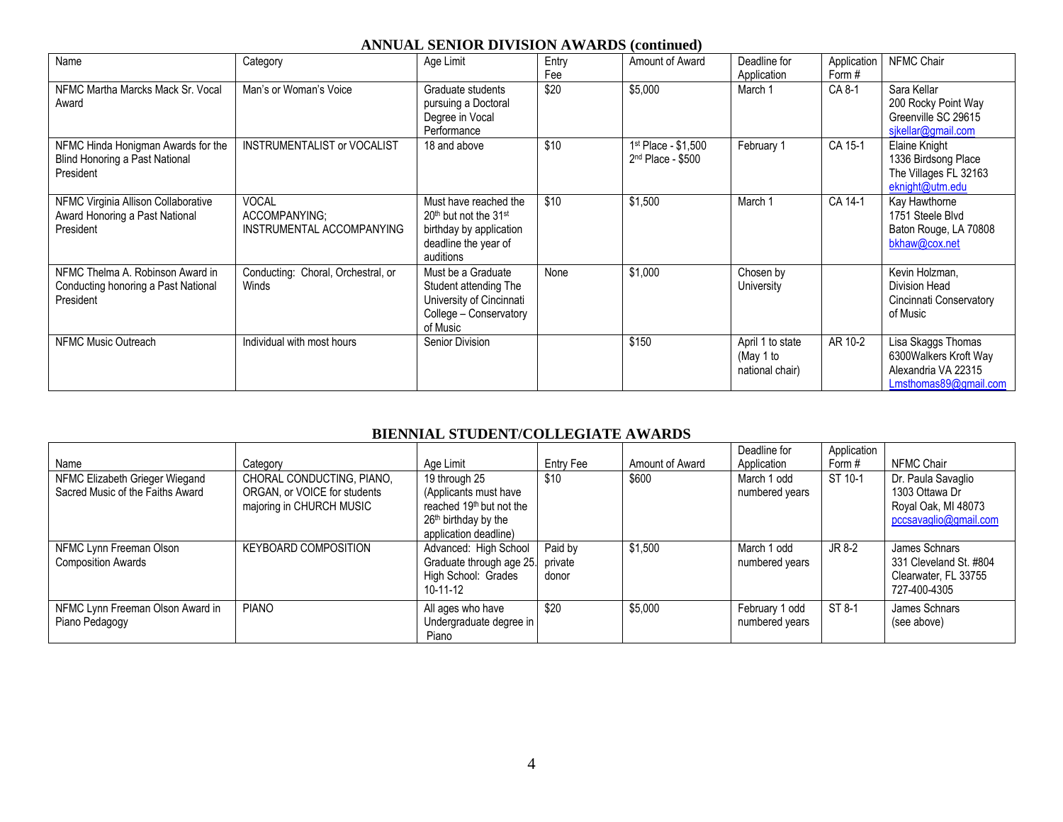## ANNUAL SENIOR DIVISION AWARDS (continued)

| Name | Category | Age Limit | Entry Fee | Amount of Award | Deadline for Application | Application Form # | NFMC Chair |
|---|---|---|---|---|---|---|---|
| NFMC Martha Marcks Mack Sr. Vocal Award | Man's or Woman's Voice | Graduate students pursuing a Doctoral Degree in Vocal Performance | $20 | $5,000 | March 1 | CA 8-1 | Sara Kellar<br>200 Rocky Point Way<br>Greenville SC 29615<br>sjkellar@gmail.com |
| NFMC Hinda Honigman Awards for the Blind Honoring a Past National President | INSTRUMENTALIST or VOCALIST | 18 and above | $10 | 1st Place - $1,500<br>2nd Place - $500 | February 1 | CA 15-1 | Elaine Knight<br>1336 Birdsong Place<br>The Villages FL 32163<br>eknight@utm.edu |
| NFMC Virginia Allison Collaborative Award Honoring a Past National President | VOCAL ACCOMPANYING; INSTRUMENTAL ACCOMPANYING | Must have reached the 20th but not the 31st birthday by application deadline the year of auditions | $10 | $1,500 | March 1 | CA 14-1 | Kay Hawthorne<br>1751 Steele Blvd<br>Baton Rouge, LA 70808<br>bkhaw@cox.net |
| NFMC Thelma A. Robinson Award in Conducting honoring a Past National President | Conducting: Choral, Orchestral, or Winds | Must be a Graduate Student attending The University of Cincinnati College – Conservatory of Music | None | $1,000 | Chosen by University | | Kevin Holzman,<br>Division Head<br>Cincinnati Conservatory of Music |
| NFMC Music Outreach | Individual with most hours | Senior Division | | $150 | April 1 to state (May 1 to national chair) | AR 10-2 | Lisa Skaggs Thomas<br>6300Walkers Kroft Way<br>Alexandria VA 22315<br>Lmsthomas89@gmail.com |

## BIENNIAL STUDENT/COLLEGIATE AWARDS

| Name | Category | Age Limit | Entry Fee | Amount of Award | Deadline for Application | Application Form # | NFMC Chair |
|---|---|---|---|---|---|---|---|
| NFMC Elizabeth Grieger Wiegand Sacred Music of the Faiths Award | CHORAL CONDUCTING, PIANO, ORGAN, or VOICE for students majoring in CHURCH MUSIC | 19 through 25 (Applicants must have reached 19th but not the 26th birthday by the application deadline) | $10 | $600 | March 1 odd numbered years | ST 10-1 | Dr. Paula Savaglio<br>1303 Ottawa Dr<br>Royal Oak, MI 48073<br>pccsavaglio@gmail.com |
| NFMC Lynn Freeman Olson Composition Awards | KEYBOARD COMPOSITION | Advanced: High School Graduate through age 25. High School: Grades 10-11-12 | Paid by private donor | $1,500 | March 1 odd numbered years | JR 8-2 | James Schnars<br>331 Cleveland St. #804<br>Clearwater, FL 33755<br>727-400-4305 |
| NFMC Lynn Freeman Olson Award in Piano Pedagogy | PIANO | All ages who have Undergraduate degree in Piano | $20 | $5,000 | February 1 odd numbered years | ST 8-1 | James Schnars<br>(see above) |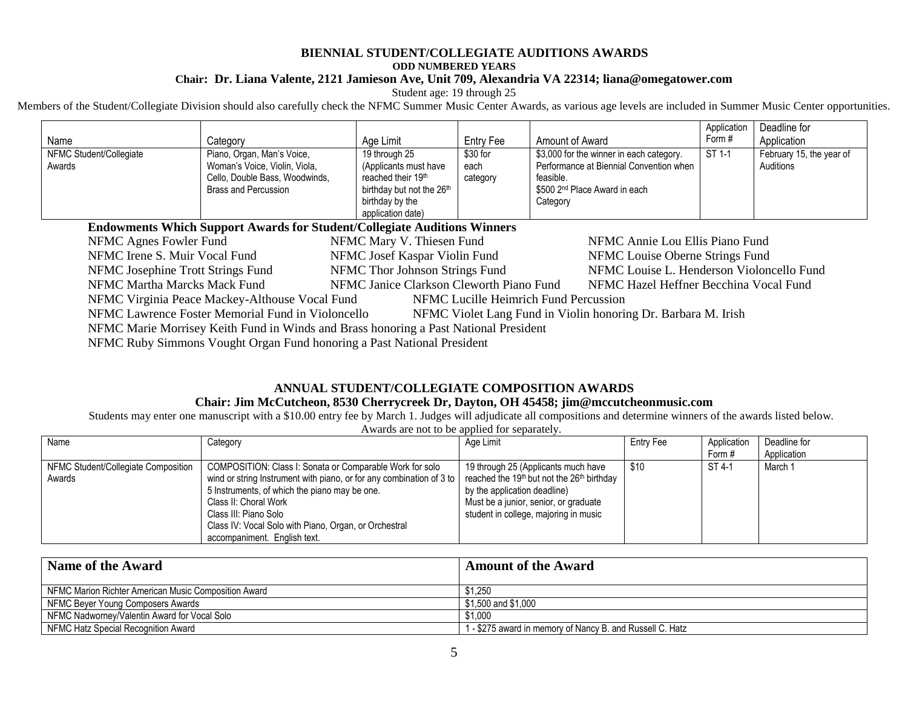## BIENNIAL STUDENT/COLLEGIATE AUDITIONS AWARDS

**ODD NUMBERED YEARS**

**Chair: Dr. Liana Valente, 2121 Jamieson Ave, Unit 709, Alexandria VA 22314; liana@omegatower.com**

Student age: 19 through 25

Members of the Student/Collegiate Division should also carefully check the NFMC Summer Music Center Awards, as various age levels are included in Summer Music Center opportunities.

| Name | Category | Age Limit | Entry Fee | Amount of Award | Application Form # | Deadline for Application |
|---|---|---|---|---|---|---|
| NFMC Student/Collegiate Awards | Piano, Organ, Man's Voice, Woman's Voice, Violin, Viola, Cello, Double Bass, Woodwinds, Brass and Percussion | 19 through 25 (Applicants must have reached their 19th birthday but not the 26th birthday by the application date) | $30 for each category | $3,000 for the winner in each category. Performance at Biennial Convention when feasible. $500 2nd Place Award in each Category | ST 1-1 | February 15, the year of Auditions |

**Endowments Which Support Awards for Student/Collegiate Auditions Winners**

NFMC Agnes Fowler Fund
NFMC Mary V. Thiesen Fund
NFMC Annie Lou Ellis Piano Fund
NFMC Irene S. Muir Vocal Fund
NFMC Josef Kaspar Violin Fund
NFMC Louise Oberne Strings Fund
NFMC Josephine Trott Strings Fund
NFMC Thor Johnson Strings Fund
NFMC Louise L. Henderson Violoncello Fund
NFMC Martha Marcks Mack Fund
NFMC Janice Clarkson Cleworth Piano Fund
NFMC Hazel Heffner Becchina Vocal Fund
NFMC Virginia Peace Mackey-Althouse Vocal Fund
NFMC Lucille Heimrich Fund Percussion
NFMC Lawrence Foster Memorial Fund in Violoncello
NFMC Violet Lang Fund in Violin honoring Dr. Barbara M. Irish
NFMC Marie Morrisey Keith Fund in Winds and Brass honoring a Past National President
NFMC Ruby Simmons Vought Organ Fund honoring a Past National President

## ANNUAL STUDENT/COLLEGIATE COMPOSITION AWARDS

**Chair: Jim McCutcheon, 8530 Cherrycreek Dr, Dayton, OH 45458; jim@mccutcheonmusic.com**

Students may enter one manuscript with a $10.00 entry fee by March 1. Judges will adjudicate all compositions and determine winners of the awards listed below. Awards are not to be applied for separately.

| Name | Category | Age Limit | Entry Fee | Application Form # | Deadline for Application |
|---|---|---|---|---|---|
| NFMC Student/Collegiate Composition Awards | COMPOSITION: Class I: Sonata or Comparable Work for solo wind or string Instrument with piano, or for any combination of 3 to 5 Instruments, of which the piano may be one.<br>Class II: Choral Work<br>Class III: Piano Solo<br>Class IV: Vocal Solo with Piano, Organ, or Orchestral accompaniment. English text. | 19 through 25 (Applicants much have reached the 19th but not the 26th birthday by the application deadline)<br>Must be a junior, senior, or graduate student in college, majoring in music | $10 | ST 4-1 | March 1 |

| Name of the Award | Amount of the Award |
|---|---|
| NFMC Marion Richter American Music Composition Award | $1,250 |
| NFMC Beyer Young Composers Awards | $1,500 and $1,000 |
| NFMC Nadworney/Valentin Award for Vocal Solo | $1,000 |
| NFMC Hatz Special Recognition Award | 1 - $275 award in memory of Nancy B. and Russell C. Hatz |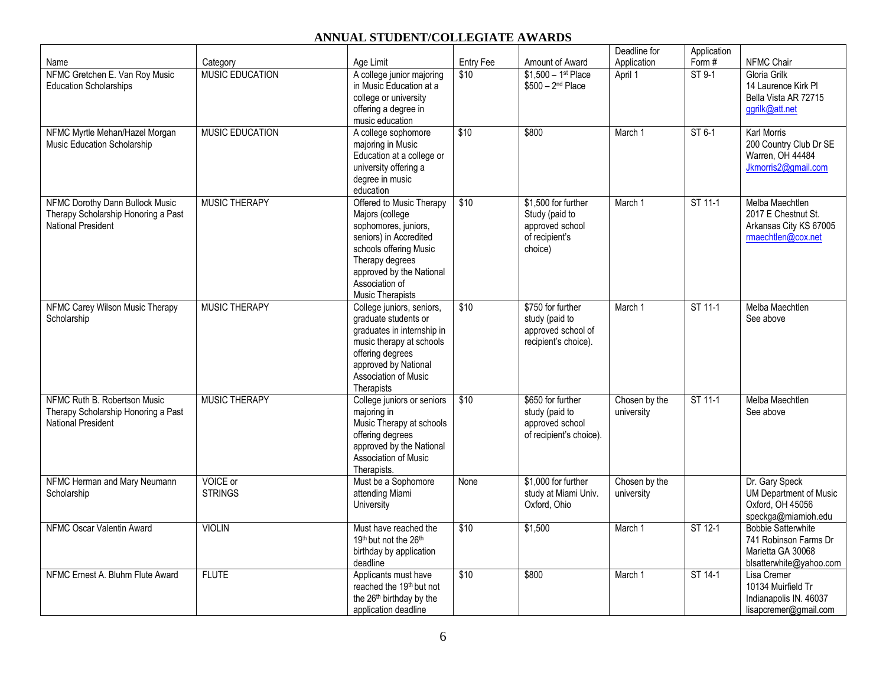# ANNUAL STUDENT/COLLEGIATE AWARDS

| Name | Category | Age Limit | Entry Fee | Amount of Award | Deadline for Application | Application Form # | NFMC Chair |
|---|---|---|---|---|---|---|---|
| NFMC Gretchen E. Van Roy Music Education Scholarships | MUSIC EDUCATION | A college junior majoring in Music Education at a college or university offering a degree in music education | $10 | $1,500 – 1st Place $500 – 2nd Place | April 1 | ST 9-1 | Gloria Grilk 14 Laurence Kirk Pl Bella Vista AR 72715 ggrilk@att.net |
| NFMC Myrtle Mehan/Hazel Morgan Music Education Scholarship | MUSIC EDUCATION | A college sophomore majoring in Music Education at a college or university offering a degree in music education | $10 | $800 | March 1 | ST 6-1 | Karl Morris 200 Country Club Dr SE Warren, OH 44484 Jkmorris2@gmail.com |
| NFMC Dorothy Dann Bullock Music Therapy Scholarship Honoring a Past National President | MUSIC THERAPY | Offered to Music Therapy Majors (college sophomores, juniors, seniors) in Accredited schools offering Music Therapy degrees approved by the National Association of Music Therapists | $10 | $1,500 for further Study (paid to approved school of recipient's choice) | March 1 | ST 11-1 | Melba Maechtlen 2017 E Chestnut St. Arkansas City KS 67005 rmaechtlen@cox.net |
| NFMC Carey Wilson Music Therapy Scholarship | MUSIC THERAPY | College juniors, seniors, graduate students or graduates in internship in music therapy at schools offering degrees approved by National Association of Music Therapists | $10 | $750 for further study (paid to approved school of recipient's choice). | March 1 | ST 11-1 | Melba Maechtlen See above |
| NFMC Ruth B. Robertson Music Therapy Scholarship Honoring a Past National President | MUSIC THERAPY | College juniors or seniors majoring in Music Therapy at schools offering degrees approved by the National Association of Music Therapists. | $10 | $650 for further study (paid to approved school of recipient's choice). | Chosen by the university | ST 11-1 | Melba Maechtlen See above |
| NFMC Herman and Mary Neumann Scholarship | VOICE or STRINGS | Must be a Sophomore attending Miami University | None | $1,000 for further study at Miami Univ. Oxford, Ohio | Chosen by the university | | Dr. Gary Speck UM Department of Music Oxford, OH 45056 speckga@miamioh.edu |
| NFMC Oscar Valentin Award | VIOLIN | Must have reached the 19th but not the 26th birthday by application deadline | $10 | $1,500 | March 1 | ST 12-1 | Bobbie Satterwhite 741 Robinson Farms Dr Marietta GA 30068 blsatterwhite@yahoo.com |
| NFMC Ernest A. Bluhm Flute Award | FLUTE | Applicants must have reached the 19th but not the 26th birthday by the application deadline | $10 | $800 | March 1 | ST 14-1 | Lisa Cremer 10134 Muirfield Tr Indianapolis IN. 46037 lisapcremer@gmail.com |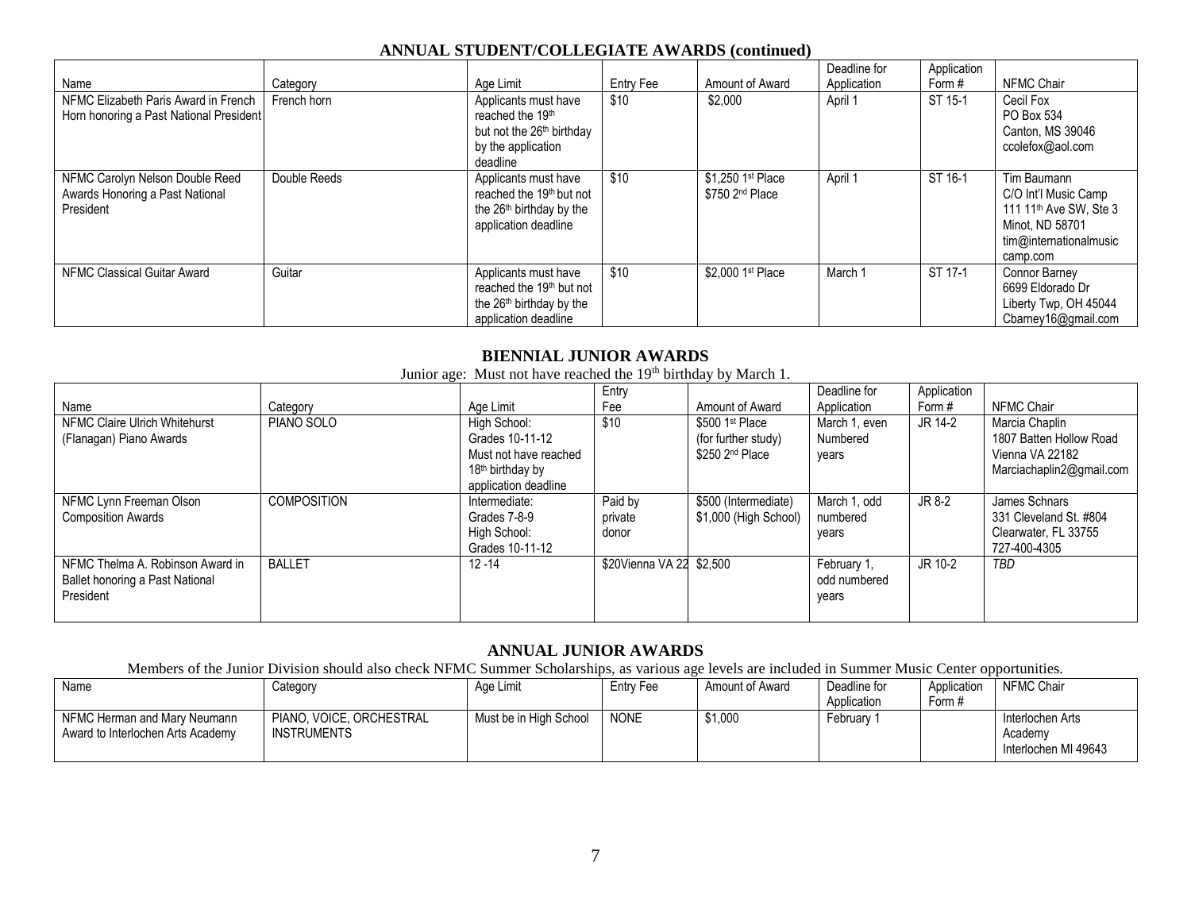## ANNUAL STUDENT/COLLEGIATE AWARDS (continued)

| Name | Category | Age Limit | Entry Fee | Amount of Award | Deadline for Application | Application Form # | NFMC Chair |
|---|---|---|---|---|---|---|---|
| NFMC Elizabeth Paris Award in French Horn honoring a Past National President | French horn | Applicants must have reached the 19th but not the 26th birthday by the application deadline | $10 | $2,000 | April 1 | ST 15-1 | Cecil Fox<br>PO Box 534<br>Canton, MS 39046<br>ccolefox@aol.com |
| NFMC Carolyn Nelson Double Reed Awards Honoring a Past National President | Double Reeds | Applicants must have reached the 19th but not the 26th birthday by the application deadline | $10 | $1,250 1st Place<br>$750 2nd Place | April 1 | ST 16-1 | Tim Baumann<br>C/O Int'l Music Camp<br>111 11th Ave SW, Ste 3<br>Minot, ND 58701<br>tim@internationalmusiccamp.com |
| NFMC Classical Guitar Award | Guitar | Applicants must have reached the 19th but not the 26th birthday by the application deadline | $10 | $2,000 1st Place | March 1 | ST 17-1 | Connor Barney<br>6699 Eldorado Dr<br>Liberty Twp, OH 45044<br>Cbarney16@gmail.com |

## BIENNIAL JUNIOR AWARDS

Junior age: Must not have reached the 19th birthday by March 1.

| Name | Category | Age Limit | Entry Fee | Amount of Award | Deadline for Application | Application Form # | NFMC Chair |
|---|---|---|---|---|---|---|---|
| NFMC Claire Ulrich Whitehurst (Flanagan) Piano Awards | PIANO SOLO | High School:<br>Grades 10-11-12<br>Must not have reached 18th birthday by application deadline | $10 | $500 1st Place (for further study)<br>$250 2nd Place | March 1, even Numbered years | JR 14-2 | Marcia Chaplin<br>1807 Batten Hollow Road<br>Vienna VA 22182<br>Marciachaplin2@gmail.com |
| NFMC Lynn Freeman Olson Composition Awards | COMPOSITION | Intermediate:<br>Grades 7-8-9<br>High School:<br>Grades 10-11-12 | Paid by private donor | $500 (Intermediate)<br>$1,000 (High School) | March 1, odd numbered years | JR 8-2 | James Schnars<br>331 Cleveland St. #804<br>Clearwater, FL 33755<br>727-400-4305 |
| NFMC Thelma A. Robinson Award in Ballet honoring a Past National President | BALLET | 12 -14 | $20Vienna VA 22 | $2,500 | February 1, odd numbered years | JR 10-2 | *TBD* |

## ANNUAL JUNIOR AWARDS

Members of the Junior Division should also check NFMC Summer Scholarships, as various age levels are included in Summer Music Center opportunities.

| Name | Category | Age Limit | Entry Fee | Amount of Award | Deadline for Application | Application Form # | NFMC Chair |
|---|---|---|---|---|---|---|---|
| NFMC Herman and Mary Neumann Award to Interlochen Arts Academy | PIANO, VOICE, ORCHESTRAL INSTRUMENTS | Must be in High School | NONE | $1,000 | February 1 | | Interlochen Arts Academy<br>Interlochen MI 49643 |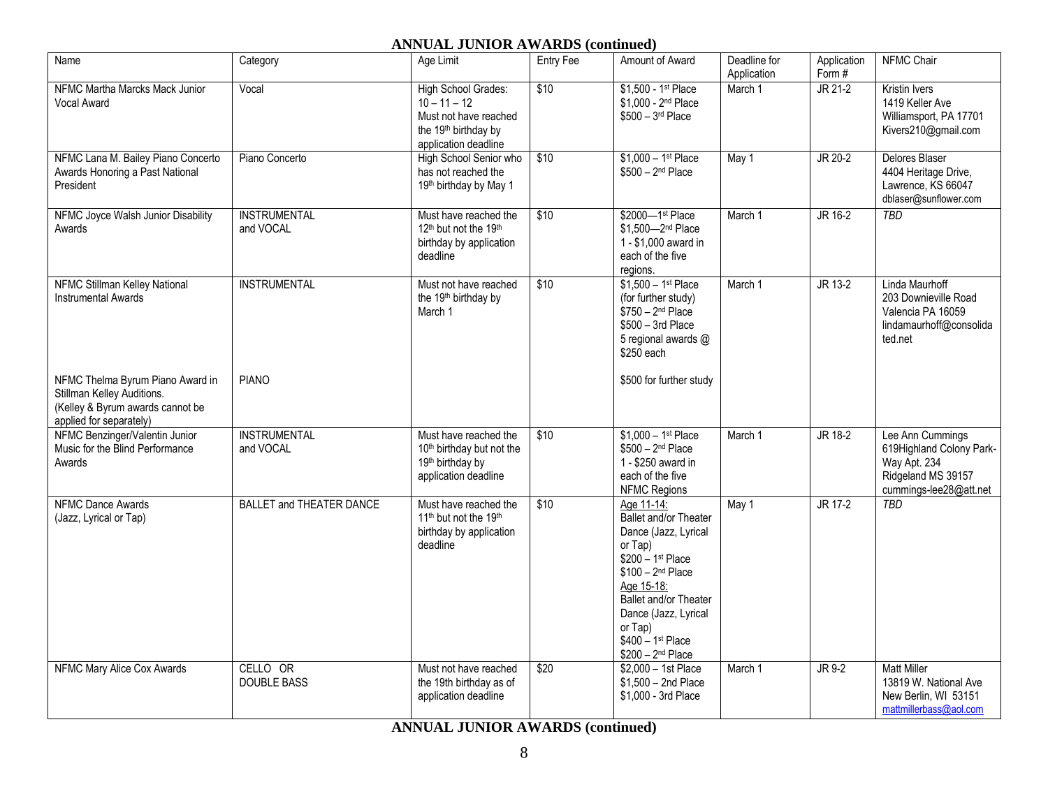## ANNUAL JUNIOR AWARDS (continued)

| Name | Category | Age Limit | Entry Fee | Amount of Award | Deadline for Application | Application Form # | NFMC Chair |
|---|---|---|---|---|---|---|---|
| NFMC Martha Marcks Mack Junior Vocal Award | Vocal | High School Grades: 10 – 11 – 12 Must not have reached the 19th birthday by application deadline | $10 | $1,500 - 1st Place $1,000 - 2nd Place $500 – 3rd Place | March 1 | JR 21-2 | Kristin Ivers 1419 Keller Ave Williamsport, PA 17701 Kivers210@gmail.com |
| NFMC Lana M. Bailey Piano Concerto Awards Honoring a Past National President | Piano Concerto | High School Senior who has not reached the 19th birthday by May 1 | $10 | $1,000 – 1st Place $500 – 2nd Place | May 1 | JR 20-2 | Delores Blaser 4404 Heritage Drive, Lawrence, KS 66047 dblaser@sunflower.com |
| NFMC Joyce Walsh Junior Disability Awards | INSTRUMENTAL and VOCAL | Must have reached the 12th but not the 19th birthday by application deadline | $10 | $2000—1st Place $1,500—2nd Place 1 - $1,000 award in each of the five regions. | March 1 | JR 16-2 | *TBD* |
| NFMC Stillman Kelley National Instrumental Awards | INSTRUMENTAL | Must not have reached the 19th birthday by March 1 | $10 | $1,500 – 1st Place (for further study) $750 – 2nd Place $500 – 3rd Place 5 regional awards @ $250 each | March 1 | JR 13-2 | Linda Maurhoff 203 Downieville Road Valencia PA 16059 lindamaurhoff@consolidated.net |
| NFMC Thelma Byrum Piano Award in Stillman Kelley Auditions. (Kelley & Byrum awards cannot be applied for separately) | PIANO | | | $500 for further study | | | |
| NFMC Benzinger/Valentin Junior Music for the Blind Performance Awards | INSTRUMENTAL and VOCAL | Must have reached the 10th birthday but not the 19th birthday by application deadline | $10 | $1,000 – 1st Place $500 – 2nd Place 1 - $250 award in each of the five NFMC Regions | March 1 | JR 18-2 | Lee Ann Cummings 619Highland Colony Park-Way Apt. 234 Ridgeland MS 39157 cummings-lee28@att.net |
| NFMC Dance Awards (Jazz, Lyrical or Tap) | BALLET and THEATER DANCE | Must have reached the 11th but not the 19th birthday by application deadline | $10 | Age 11-14: Ballet and/or Theater Dance (Jazz, Lyrical or Tap) $200 – 1st Place $100 – 2nd Place Age 15-18: Ballet and/or Theater Dance (Jazz, Lyrical or Tap) $400 – 1st Place $200 – 2nd Place | May 1 | JR 17-2 | *TBD* |
| NFMC Mary Alice Cox Awards | CELLO OR DOUBLE BASS | Must not have reached the 19th birthday as of application deadline | $20 | $2,000 – 1st Place $1,500 – 2nd Place $1,000 - 3rd Place | March 1 | JR 9-2 | Matt Miller 13819 W. National Ave New Berlin, WI 53151 mattmillerbass@aol.com |

## ANNUAL JUNIOR AWARDS (continued)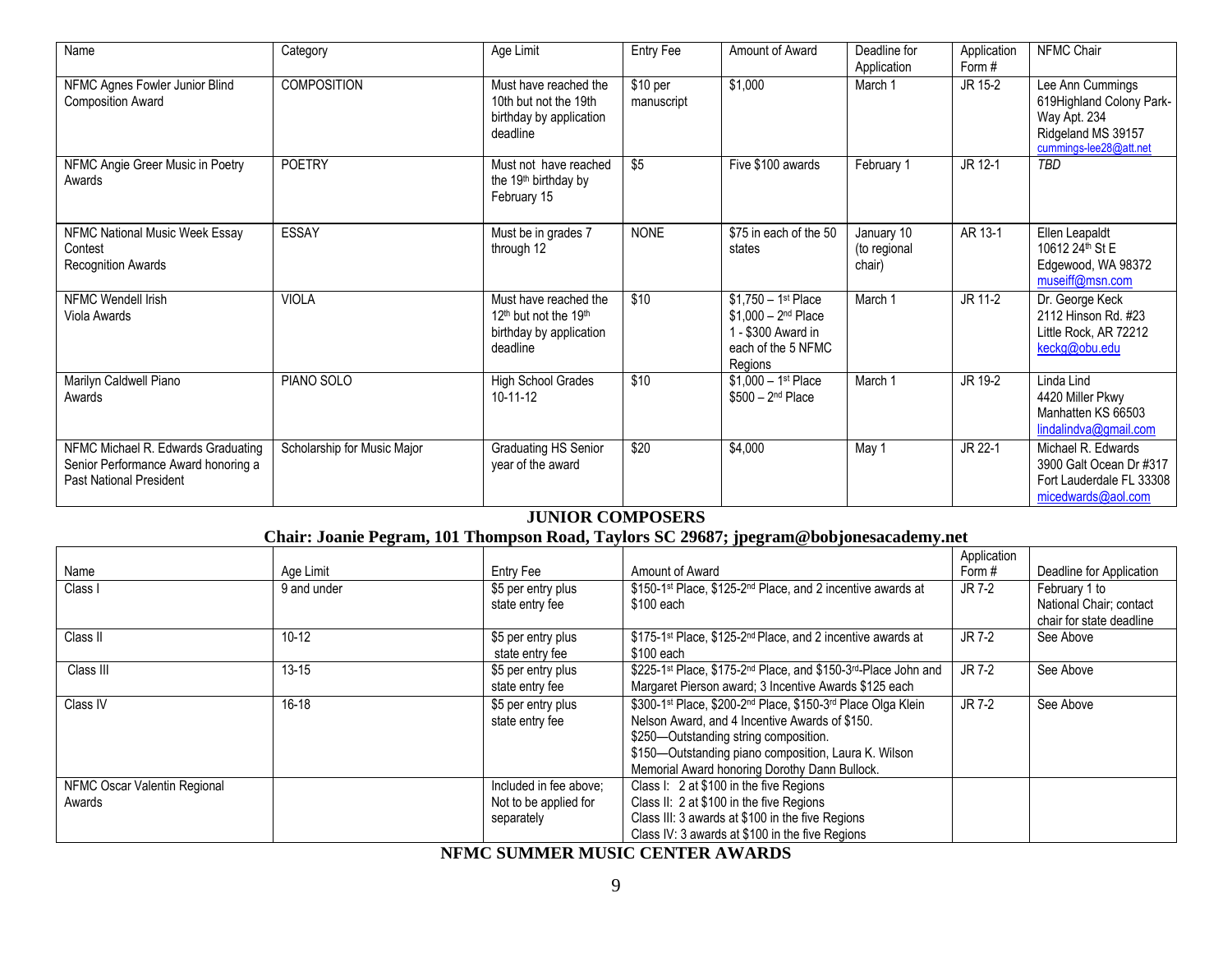| Name | Category | Age Limit | Entry Fee | Amount of Award | Deadline for Application | Application Form # | NFMC Chair |
|---|---|---|---|---|---|---|---|
| NFMC Agnes Fowler Junior Blind Composition Award | COMPOSITION | Must have reached the 10th but not the 19th birthday by application deadline | $10 per manuscript | $1,000 | March 1 | JR 15-2 | Lee Ann Cummings 619Highland Colony Park-Way Apt. 234 Ridgeland MS 39157 cummings-lee28@att.net |
| NFMC Angie Greer Music in Poetry Awards | POETRY | Must not have reached the 19th birthday by February 15 | $5 | Five $100 awards | February 1 | JR 12-1 | *TBD* |
| NFMC National Music Week Essay Contest Recognition Awards | ESSAY | Must be in grades 7 through 12 | NONE | $75 in each of the 50 states | January 10 (to regional chair) | AR 13-1 | Ellen Leapaldt 10612 24th St E Edgewood, WA 98372 museiff@msn.com |
| NFMC Wendell Irish Viola Awards | VIOLA | Must have reached the 12th but not the 19th birthday by application deadline | $10 | $1,750 – 1st Place $1,000 – 2nd Place 1 - $300 Award in each of the 5 NFMC Regions | March 1 | JR 11-2 | Dr. George Keck 2112 Hinson Rd. #23 Little Rock, AR 72212 keckg@obu.edu |
| Marilyn Caldwell Piano Awards | PIANO SOLO | High School Grades 10-11-12 | $10 | $1,000 – 1st Place $500 – 2nd Place | March 1 | JR 19-2 | Linda Lind 4420 Miller Pkwy Manhatten KS 66503 lindalindva@gmail.com |
| NFMC Michael R. Edwards Graduating Senior Performance Award honoring a Past National President | Scholarship for Music Major | Graduating HS Senior year of the award | $20 | $4,000 | May 1 | JR 22-1 | Michael R. Edwards 3900 Galt Ocean Dr #317 Fort Lauderdale FL 33308 micedwards@aol.com |

## JUNIOR COMPOSERS

**Chair: Joanie Pegram, 101 Thompson Road, Taylors SC 29687; jpegram@bobjonesacademy.net**

| Name | Age Limit | Entry Fee | Amount of Award | Application Form # | Deadline for Application |
|---|---|---|---|---|---|
| Class I | 9 and under | $5 per entry plus state entry fee | $150-1st Place, $125-2nd Place, and 2 incentive awards at $100 each | JR 7-2 | February 1 to National Chair; contact chair for state deadline |
| Class II | 10-12 | $5 per entry plus state entry fee | $175-1st Place, $125-2nd Place, and 2 incentive awards at $100 each | JR 7-2 | See Above |
| Class III | 13-15 | $5 per entry plus state entry fee | $225-1st Place, $175-2nd Place, and $150-3rd-Place John and Margaret Pierson award; 3 Incentive Awards $125 each | JR 7-2 | See Above |
| Class IV | 16-18 | $5 per entry plus state entry fee | $300-1st Place, $200-2nd Place, $150-3rd Place Olga Klein Nelson Award, and 4 Incentive Awards of $150. $250—Outstanding string composition. $150—Outstanding piano composition, Laura K. Wilson Memorial Award honoring Dorothy Dann Bullock. | JR 7-2 | See Above |
| NFMC Oscar Valentin Regional Awards | | Included in fee above; Not to be applied for separately | Class I: 2 at $100 in the five Regions Class II: 2 at $100 in the five Regions Class III: 3 awards at $100 in the five Regions Class IV: 3 awards at $100 in the five Regions | | |

## NFMC SUMMER MUSIC CENTER AWARDS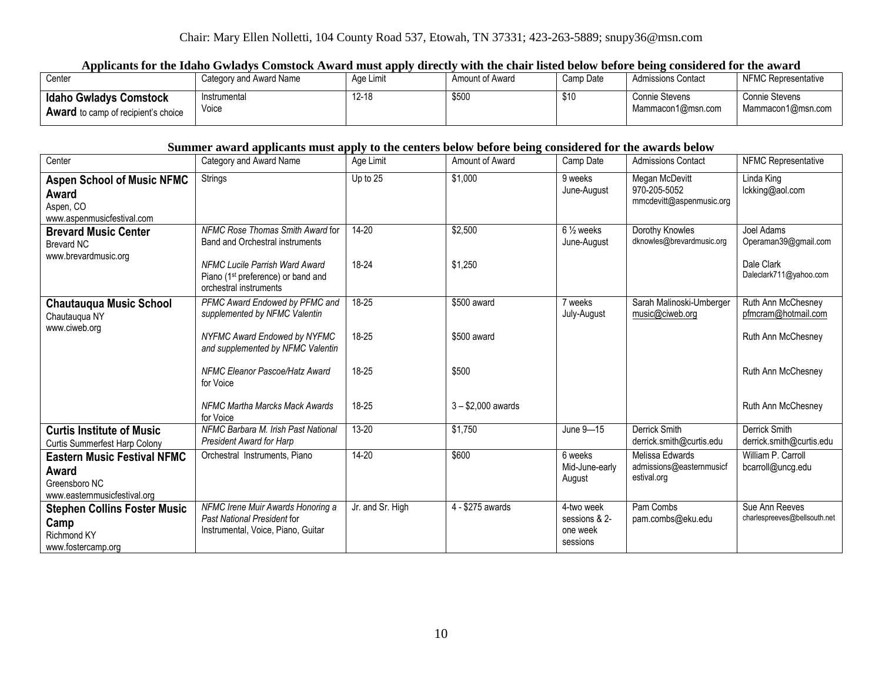Chair: Mary Ellen Nolletti, 104 County Road 537, Etowah, TN 37331; 423-263-5889; snupy36@msn.com

**Applicants for the Idaho Gwladys Comstock Award must apply directly with the chair listed below before being considered for the award**

| Center | Category and Award Name | Age Limit | Amount of Award | Camp Date | Admissions Contact | NFMC Representative |
|---|---|---|---|---|---|---|
| **Idaho Gwladys Comstock Award** to camp of recipient's choice | Instrumental<br>Voice | 12-18 | $500 | $10 | Connie Stevens<br>Mammacon1@msn.com | Connie Stevens<br>Mammacon1@msn.com |

**Summer award applicants must apply to the centers below before being considered for the awards below**

| Center | Category and Award Name | Age Limit | Amount of Award | Camp Date | Admissions Contact | NFMC Representative |
|---|---|---|---|---|---|---|
| **Aspen School of Music NFMC Award**<br>Aspen, CO<br>www.aspenmusicfestival.com | Strings | Up to 25 | $1,000 | 9 weeks<br>June-August | Megan McDevitt<br>970-205-5052<br>mmcdevitt@aspenmusic.org | Linda King<br>lckking@aol.com |
| **Brevard Music Center**<br>Brevard NC<br>www.brevardmusic.org | *NFMC Rose Thomas Smith Award* for Band and Orchestral instruments | 14-20 | $2,500 | 6 ½ weeks<br>June-August | Dorothy Knowles<br>dknowles@brevardmusic.org | Joel Adams<br>Operaman39@gmail.com |
| | *NFMC Lucile Parrish Ward Award* Piano (1st preference) or band and orchestral instruments | 18-24 | $1,250 | | | Dale Clark<br>Daleclark711@yahoo.com |
| **Chautauqua Music School**<br>Chautauqua NY<br>www.ciweb.org | *PFMC Award Endowed by PFMC and supplemented by NFMC Valentin* | 18-25 | $500 award | 7 weeks<br>July-August | Sarah Malinoski-Umberger<br>music@ciweb.org | Ruth Ann McChesney<br>pfmcram@hotmail.com |
| | *NYFMC Award Endowed by NYFMC and supplemented by NFMC Valentin* | 18-25 | $500 award | | | Ruth Ann McChesney |
| | *NFMC Eleanor Pascoe/Hatz Award* for Voice | 18-25 | $500 | | | Ruth Ann McChesney |
| | *NFMC Martha Marcks Mack Awards* for Voice | 18-25 | 3 – $2,000 awards | | | Ruth Ann McChesney |
| **Curtis Institute of Music**<br>Curtis Summerfest Harp Colony | *NFMC Barbara M. Irish Past National President Award for Harp* | 13-20 | $1,750 | June 9—15 | Derrick Smith<br>derrick.smith@curtis.edu | Derrick Smith<br>derrick.smith@curtis.edu |
| **Eastern Music Festival NFMC Award**<br>Greensboro NC<br>www.easternmusicfestival.org | Orchestral Instruments, Piano | 14-20 | $600 | 6 weeks<br>Mid-June-early August | Melissa Edwards<br>admissions@easternmusicfestival.org | William P. Carroll<br>bcarroll@uncg.edu |
| **Stephen Collins Foster Music Camp**<br>Richmond KY<br>www.fostercamp.org | *NFMC Irene Muir Awards Honoring a Past National President* for Instrumental, Voice, Piano, Guitar | Jr. and Sr. High | 4 - $275 awards | 4-two week sessions & 2-one week sessions | Pam Combs<br>pam.combs@eku.edu | Sue Ann Reeves<br>charlespreeves@bellsouth.net |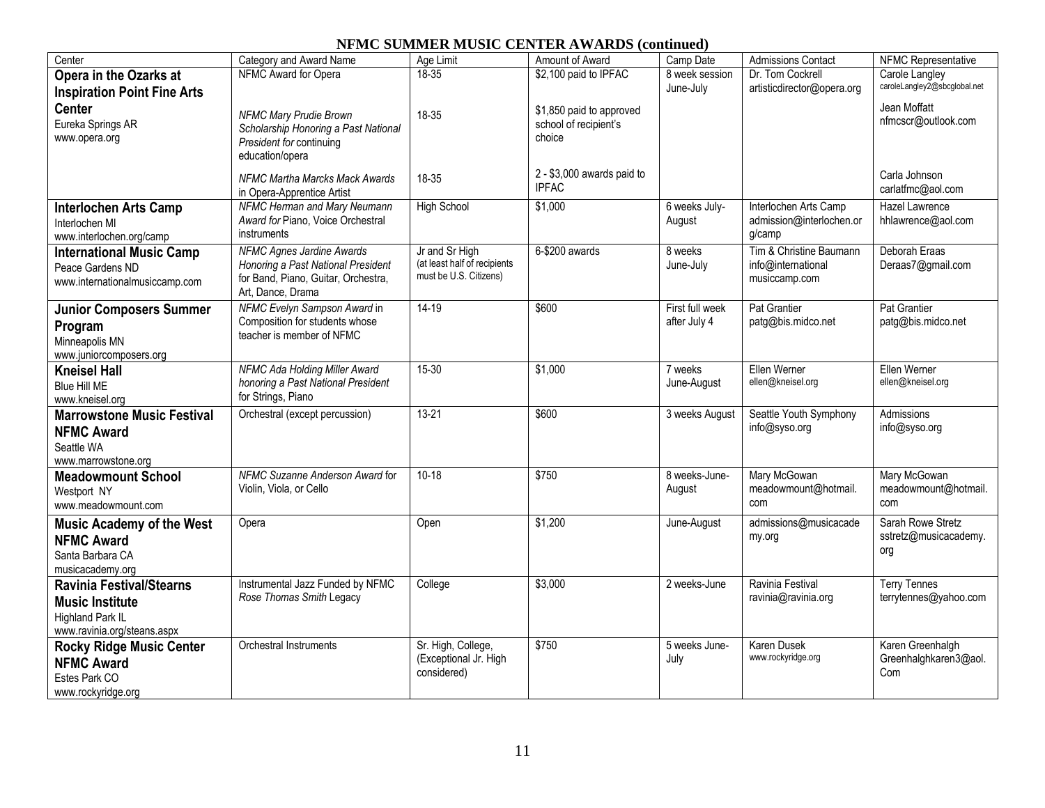## NFMC SUMMER MUSIC CENTER AWARDS (continued)

| Center | Category and Award Name | Age Limit | Amount of Award | Camp Date | Admissions Contact | NFMC Representative |
|---|---|---|---|---|---|---|
| **Opera in the Ozarks at Inspiration Point Fine Arts Center**<br>Eureka Springs AR<br>www.opera.org | NFMC Award for Opera<br><br>*NFMC Mary Prudie Brown Scholarship Honoring a Past National President for* continuing education/opera<br><br>*NFMC Martha Marcks Mack Awards* in Opera-Apprentice Artist | 18-35<br><br>18-35<br><br>18-35 | \$2,100 paid to IPFAC<br><br>\$1,850 paid to approved school of recipient's choice<br><br>2 - \$3,000 awards paid to IPFAC | 8 week session June-July | Dr. Tom Cockrell<br>artisticdirector@opera.org | Carole Langley<br>caroleLangley2@sbcglobal.net<br><br>Jean Moffatt<br>nfmcscr@outlook.com<br><br>Carla Johnson<br>carlatfmc@aol.com |
| **Interlochen Arts Camp**<br>Interlochen MI<br>www.interlochen.org/camp | *NFMC Herman and Mary Neumann Award for* Piano, Voice Orchestral instruments | High School | \$1,000 | 6 weeks July-August | Interlochen Arts Camp<br>admission@interlochen.org/camp | Hazel Lawrence<br>hhlawrence@aol.com |
| **International Music Camp**<br>Peace Gardens ND<br>www.internationalmusiccamp.com | *NFMC Agnes Jardine Awards Honoring a Past National President* for Band, Piano, Guitar, Orchestra, Art, Dance, Drama | Jr and Sr High<br>(at least half of recipients must be U.S. Citizens) | 6-\$200 awards | 8 weeks June-July | Tim & Christine Baumann<br>info@international musiccamp.com | Deborah Eraas<br>Deraas7@gmail.com |
| **Junior Composers Summer Program**<br>Minneapolis MN<br>www.juniorcomposers.org | *NFMC Evelyn Sampson Award* in Composition for students whose teacher is member of NFMC | 14-19 | \$600 | First full week after July 4 | Pat Grantier<br>patg@bis.midco.net | Pat Grantier<br>patg@bis.midco.net |
| **Kneisel Hall**<br>Blue Hill ME<br>www.kneisel.org | *NFMC Ada Holding Miller Award honoring a Past National President* for Strings, Piano | 15-30 | \$1,000 | 7 weeks June-August | Ellen Werner<br>ellen@kneisel.org | Ellen Werner<br>ellen@kneisel.org |
| **Marrowstone Music Festival NFMC Award**<br>Seattle WA<br>www.marrowstone.org | Orchestral (except percussion) | 13-21 | \$600 | 3 weeks August | Seattle Youth Symphony<br>info@syso.org | Admissions<br>info@syso.org |
| **Meadowmount School**<br>Westport NY<br>www.meadowmount.com | *NFMC Suzanne Anderson Award* for Violin, Viola, or Cello | 10-18 | \$750 | 8 weeks-June-August | Mary McGowan<br>meadowmount@hotmail.com | Mary McGowan<br>meadowmount@hotmail.com |
| **Music Academy of the West NFMC Award**<br>Santa Barbara CA<br>musicacademy.org | Opera | Open | \$1,200 | June-August | admissions@musicacademy.org | Sarah Rowe Stretz<br>sstretz@musicacademy.org |
| **Ravinia Festival/Stearns Music Institute**<br>Highland Park IL<br>www.ravinia.org/steans.aspx | Instrumental Jazz Funded by NFMC *Rose Thomas Smith* Legacy | College | \$3,000 | 2 weeks-June | Ravinia Festival<br>ravinia@ravinia.org | Terry Tennes<br>terrytennes@yahoo.com |
| **Rocky Ridge Music Center NFMC Award**<br>Estes Park CO<br>www.rockyridge.org | Orchestral Instruments | Sr. High, College, (Exceptional Jr. High considered) | \$750 | 5 weeks June-July | Karen Dusek<br>www.rockyridge.org | Karen Greenhalgh<br>Greenhalghkaren3@aol.Com |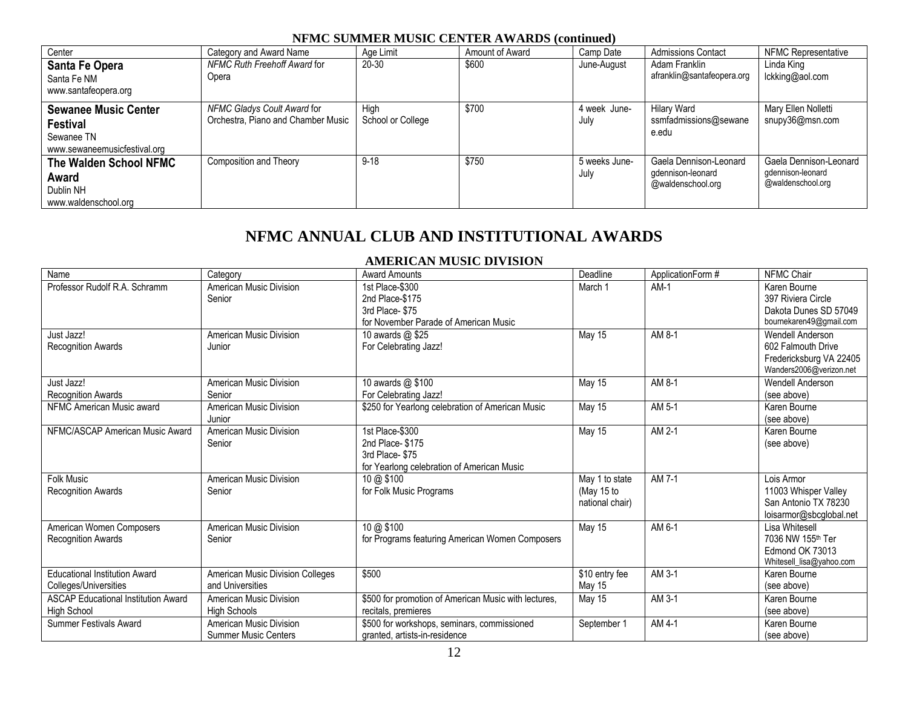### NFMC SUMMER MUSIC CENTER AWARDS (continued)

| Center | Category and Award Name | Age Limit | Amount of Award | Camp Date | Admissions Contact | NFMC Representative |
|---|---|---|---|---|---|---|
| **Santa Fe Opera**<br>Santa Fe NM<br>www.santafeopera.org | *NFMC Ruth Freehoff Award* for Opera | 20-30 | $600 | June-August | Adam Franklin<br>afranklin@santafeopera.org | Linda King<br>lckking@aol.com |
| **Sewanee Music Center Festival**<br>Sewanee TN<br>www.sewaneemusicfestival.org | *NFMC Gladys Coult Award* for Orchestra, Piano and Chamber Music | High School or College | $700 | 4 week June-July | Hilary Ward<br>ssmfadmissions@sewanee.edu | Mary Ellen Nolletti<br>snupy36@msn.com |
| **The Walden School NFMC Award**<br>Dublin NH<br>www.waldenschool.org | Composition and Theory | 9-18 | $750 | 5 weeks June-July | Gaela Dennison-Leonard<br>gdennison-leonard@waldenschool.org | Gaela Dennison-Leonard<br>gdennison-leonard@waldenschool.org |

# NFMC ANNUAL CLUB AND INSTITUTIONAL AWARDS

### AMERICAN MUSIC DIVISION

| Name | Category | Award Amounts | Deadline | ApplicationForm # | NFMC Chair |
|---|---|---|---|---|---|
| Professor Rudolf R.A. Schramm | American Music Division<br>Senior | 1st Place-$300<br>2nd Place-$175<br>3rd Place- $75<br>for November Parade of American Music | March 1 | AM-1 | Karen Bourne<br>397 Riviera Circle<br>Dakota Dunes SD 57049<br>bournekaren49@gmail.com |
| Just Jazz!<br>Recognition Awards | American Music Division<br>Junior | 10 awards @ $25<br>For Celebrating Jazz! | May 15 | AM 8-1 | Wendell Anderson<br>602 Falmouth Drive<br>Fredericksburg VA 22405<br>Wanders2006@verizon.net |
| Just Jazz!<br>Recognition Awards | American Music Division<br>Senior | 10 awards @ $100<br>For Celebrating Jazz! | May 15 | AM 8-1 | Wendell Anderson<br>(see above) |
| NFMC American Music award | American Music Division<br>Junior | $250 for Yearlong celebration of American Music | May 15 | AM 5-1 | Karen Bourne<br>(see above) |
| NFMC/ASCAP American Music Award | American Music Division<br>Senior | 1st Place-$300<br>2nd Place- $175<br>3rd Place- $75<br>for Yearlong celebration of American Music | May 15 | AM 2-1 | Karen Bourne<br>(see above) |
| Folk Music<br>Recognition Awards | American Music Division<br>Senior | 10 @ $100<br>for Folk Music Programs | May 1 to state (May 15 to national chair) | AM 7-1 | Lois Armor<br>11003 Whisper Valley<br>San Antonio TX 78230<br>loisarmor@sbcglobal.net |
| American Women Composers<br>Recognition Awards | American Music Division<br>Senior | 10 @ $100<br>for Programs featuring American Women Composers | May 15 | AM 6-1 | Lisa Whitesell<br>7036 NW 155th Ter<br>Edmond OK 73013<br>Whitesell_lisa@yahoo.com |
| Educational Institution Award<br>Colleges/Universities | American Music Division Colleges and Universities | $500 | $10 entry fee<br>May 15 | AM 3-1 | Karen Bourne<br>(see above) |
| ASCAP Educational Institution Award<br>High School | American Music Division<br>High Schools | $500 for promotion of American Music with lectures, recitals, premieres | May 15 | AM 3-1 | Karen Bourne<br>(see above) |
| Summer Festivals Award | American Music Division<br>Summer Music Centers | $500 for workshops, seminars, commissioned granted, artists-in-residence | September 1 | AM 4-1 | Karen Bourne<br>(see above) |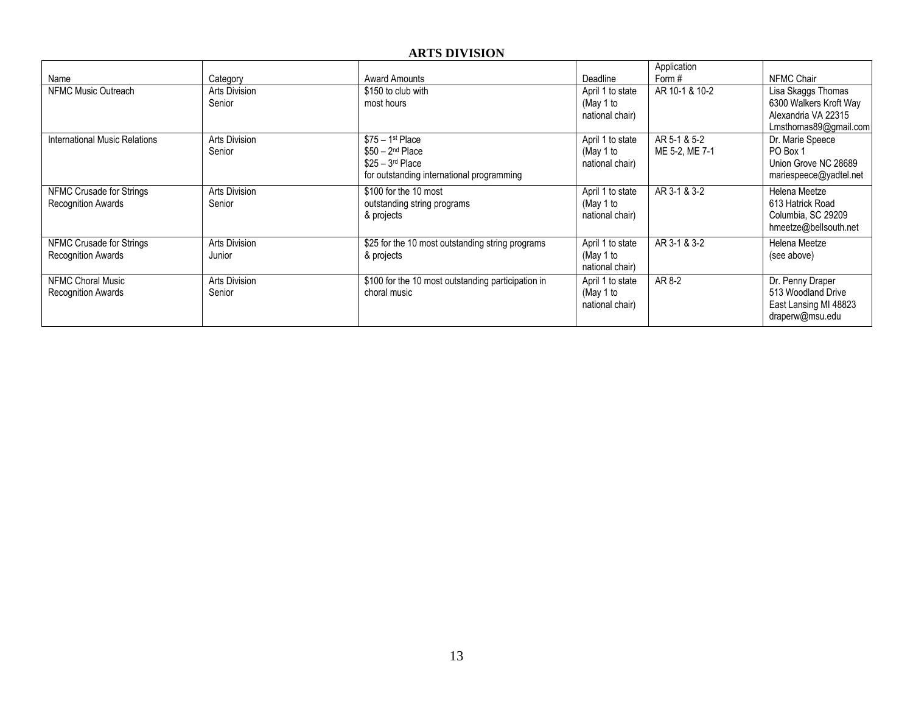## ARTS DIVISION

| Name | Category | Award Amounts | Deadline | Application Form # | NFMC Chair |
|---|---|---|---|---|---|
| NFMC Music Outreach | Arts Division Senior | $150 to club with most hours | April 1 to state (May 1 to national chair) | AR 10-1 & 10-2 | Lisa Skaggs Thomas 6300 Walkers Kroft Way Alexandria VA 22315 Lmsthomas89@gmail.com |
| International Music Relations | Arts Division Senior | $75 – 1st Place<br>$50 – 2nd Place<br>$25 – 3rd Place<br>for outstanding international programming | April 1 to state (May 1 to national chair) | AR 5-1 & 5-2 ME 5-2, ME 7-1 | Dr. Marie Speece PO Box 1 Union Grove NC 28689 mariespeece@yadtel.net |
| NFMC Crusade for Strings Recognition Awards | Arts Division Senior | $100 for the 10 most outstanding string programs & projects | April 1 to state (May 1 to national chair) | AR 3-1 & 3-2 | Helena Meetze 613 Hatrick Road Columbia, SC 29209 hmeetze@bellsouth.net |
| NFMC Crusade for Strings Recognition Awards | Arts Division Junior | $25 for the 10 most outstanding string programs & projects | April 1 to state (May 1 to national chair) | AR 3-1 & 3-2 | Helena Meetze (see above) |
| NFMC Choral Music Recognition Awards | Arts Division Senior | $100 for the 10 most outstanding participation in choral music | April 1 to state (May 1 to national chair) | AR 8-2 | Dr. Penny Draper 513 Woodland Drive East Lansing MI 48823 draperw@msu.edu |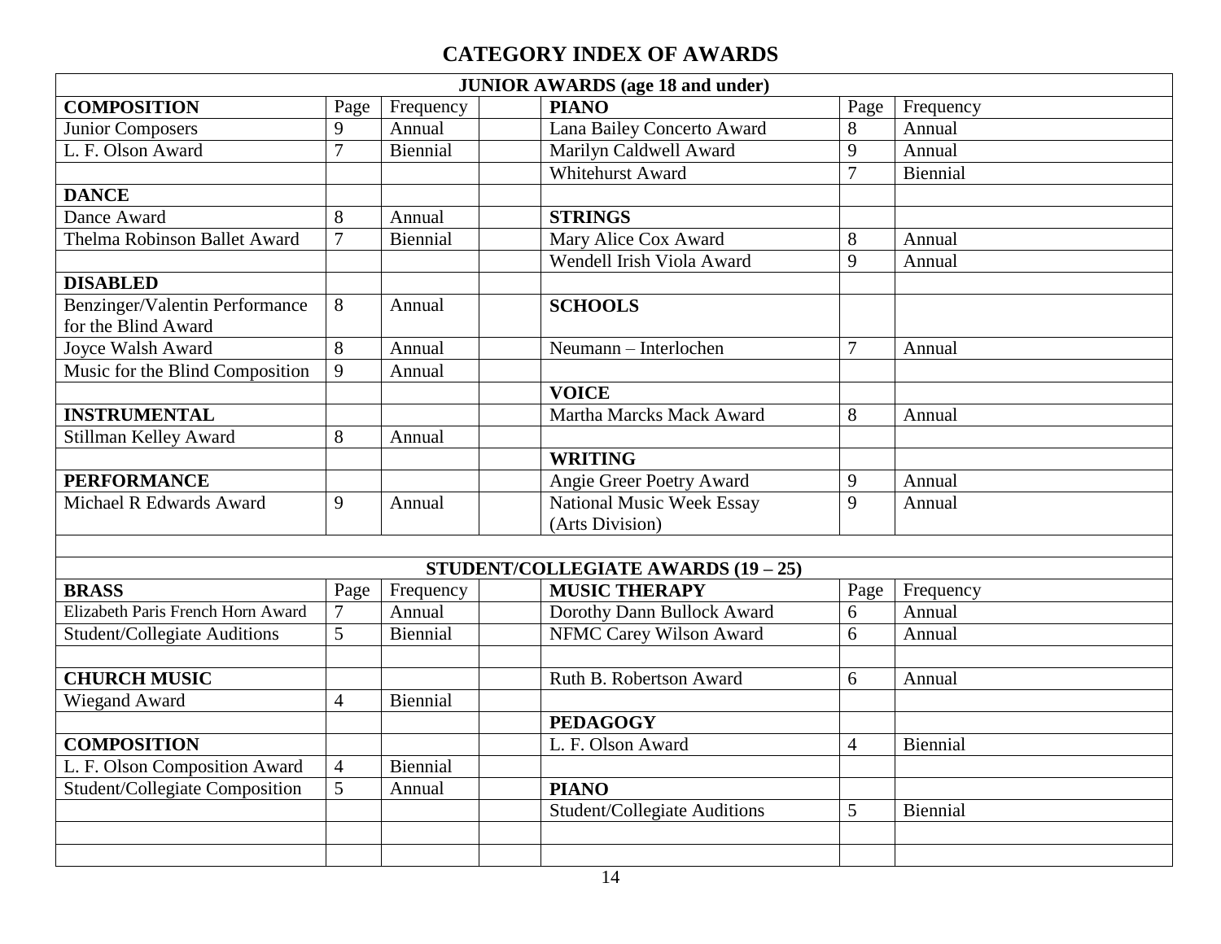# CATEGORY INDEX OF AWARDS

| JUNIOR AWARDS (age 18 and under) | | | | | | |
|---|---|---|---|---|---|---|
| **COMPOSITION** | Page | Frequency | | **PIANO** | Page | Frequency |
| Junior Composers | 9 | Annual | | Lana Bailey Concerto Award | 8 | Annual |
| L. F. Olson Award | 7 | Biennial | | Marilyn Caldwell Award | 9 | Annual |
| | | | | Whitehurst Award | 7 | Biennial |
| **DANCE** | | | | | | |
| Dance Award | 8 | Annual | | **STRINGS** | | |
| Thelma Robinson Ballet Award | 7 | Biennial | | Mary Alice Cox Award | 8 | Annual |
| | | | | Wendell Irish Viola Award | 9 | Annual |
| **DISABLED** | | | | | | |
| Benzinger/Valentin Performance for the Blind Award | 8 | Annual | | **SCHOOLS** | | |
| Joyce Walsh Award | 8 | Annual | | Neumann – Interlochen | 7 | Annual |
| Music for the Blind Composition | 9 | Annual | | | | |
| | | | | **VOICE** | | |
| **INSTRUMENTAL** | | | | Martha Marcks Mack Award | 8 | Annual |
| Stillman Kelley Award | 8 | Annual | | | | |
| | | | | **WRITING** | | |
| **PERFORMANCE** | | | | Angie Greer Poetry Award | 9 | Annual |
| Michael R Edwards Award | 9 | Annual | | National Music Week Essay (Arts Division) | 9 | Annual |

| STUDENT/COLLEGIATE AWARDS (19 – 25) | | | | | | |
|---|---|---|---|---|---|---|
| **BRASS** | Page | Frequency | | **MUSIC THERAPY** | Page | Frequency |
| Elizabeth Paris French Horn Award | 7 | Annual | | Dorothy Dann Bullock Award | 6 | Annual |
| Student/Collegiate Auditions | 5 | Biennial | | NFMC Carey Wilson Award | 6 | Annual |
| | | | | | | |
| **CHURCH MUSIC** | | | | Ruth B. Robertson Award | 6 | Annual |
| Wiegand Award | 4 | Biennial | | | | |
| | | | | **PEDAGOGY** | | |
| **COMPOSITION** | | | | L. F. Olson Award | 4 | Biennial |
| L. F. Olson Composition Award | 4 | Biennial | | | | |
| Student/Collegiate Composition | 5 | Annual | | **PIANO** | | |
| | | | | Student/Collegiate Auditions | 5 | Biennial |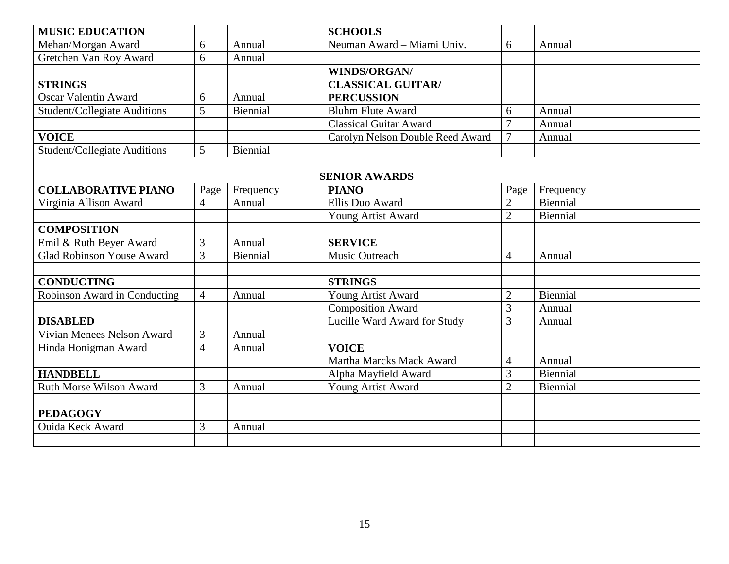| | | | | | | |
|---|---|---|---|---|---|---|
| **MUSIC EDUCATION** | | | | **SCHOOLS** | | |
| Mehan/Morgan Award | 6 | Annual | | Neuman Award – Miami Univ. | 6 | Annual |
| Gretchen Van Roy Award | 6 | Annual | | | | |
| | | | | **WINDS/ORGAN/** | | |
| **STRINGS** | | | | **CLASSICAL GUITAR/** | | |
| Oscar Valentin Award | 6 | Annual | | **PERCUSSION** | | |
| Student/Collegiate Auditions | 5 | Biennial | | Bluhm Flute Award | 6 | Annual |
| | | | | Classical Guitar Award | 7 | Annual |
| **VOICE** | | | | Carolyn Nelson Double Reed Award | 7 | Annual |
| Student/Collegiate Auditions | 5 | Biennial | | | | |
| | | | | | | |
| | | | **SENIOR AWARDS** | | | |
| **COLLABORATIVE PIANO** | Page | Frequency | | **PIANO** | Page | Frequency |
| Virginia Allison Award | 4 | Annual | | Ellis Duo Award | 2 | Biennial |
| | | | | Young Artist Award | 2 | Biennial |
| **COMPOSITION** | | | | | | |
| Emil & Ruth Beyer Award | 3 | Annual | | **SERVICE** | | |
| Glad Robinson Youse Award | 3 | Biennial | | Music Outreach | 4 | Annual |
| | | | | | | |
| **CONDUCTING** | | | | **STRINGS** | | |
| Robinson Award in Conducting | 4 | Annual | | Young Artist Award | 2 | Biennial |
| | | | | Composition Award | 3 | Annual |
| **DISABLED** | | | | Lucille Ward Award for Study | 3 | Annual |
| Vivian Menees Nelson Award | 3 | Annual | | | | |
| Hinda Honigman Award | 4 | Annual | | **VOICE** | | |
| | | | | Martha Marcks Mack Award | 4 | Annual |
| **HANDBELL** | | | | Alpha Mayfield Award | 3 | Biennial |
| Ruth Morse Wilson Award | 3 | Annual | | Young Artist Award | 2 | Biennial |
| | | | | | | |
| **PEDAGOGY** | | | | | | |
| Ouida Keck Award | 3 | Annual | | | | |
| | | | | | | |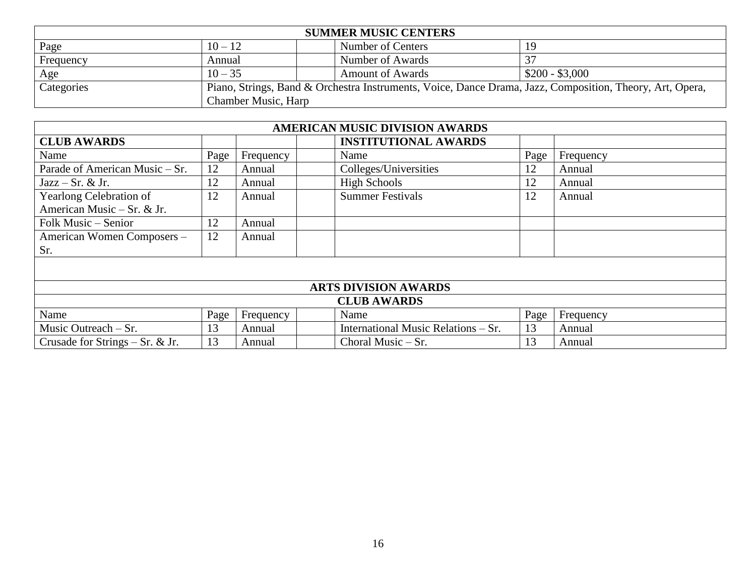| SUMMER MUSIC CENTERS | | | | |
|---|---|---|---|---|
| Page | 10 – 12 | | Number of Centers | 19 |
| Frequency | Annual | | Number of Awards | 37 |
| Age | 10 – 35 | | Amount of Awards | $200 - $3,000 |
| Categories | Piano, Strings, Band & Orchestra Instruments, Voice, Dance Drama, Jazz, Composition, Theory, Art, Opera, Chamber Music, Harp | | | |

| AMERICAN MUSIC DIVISION AWARDS | | | | | | |
|---|---|---|---|---|---|---|
| **CLUB AWARDS** | | | | **INSTITUTIONAL AWARDS** | | |
| Name | Page | Frequency | | Name | Page | Frequency |
| Parade of American Music – Sr. | 12 | Annual | | Colleges/Universities | 12 | Annual |
| Jazz – Sr. & Jr. | 12 | Annual | | High Schools | 12 | Annual |
| Yearlong Celebration of American Music – Sr. & Jr. | 12 | Annual | | Summer Festivals | 12 | Annual |
| Folk Music – Senior | 12 | Annual | | | | |
| American Women Composers – Sr. | 12 | Annual | | | | |
| | | | | | | |
| **ARTS DIVISION AWARDS** | | | | | | |
| **CLUB AWARDS** | | | | | | |
| Name | Page | Frequency | | Name | Page | Frequency |
| Music Outreach – Sr. | 13 | Annual | | International Music Relations – Sr. | 13 | Annual |
| Crusade for Strings – Sr. & Jr. | 13 | Annual | | Choral Music – Sr. | 13 | Annual |